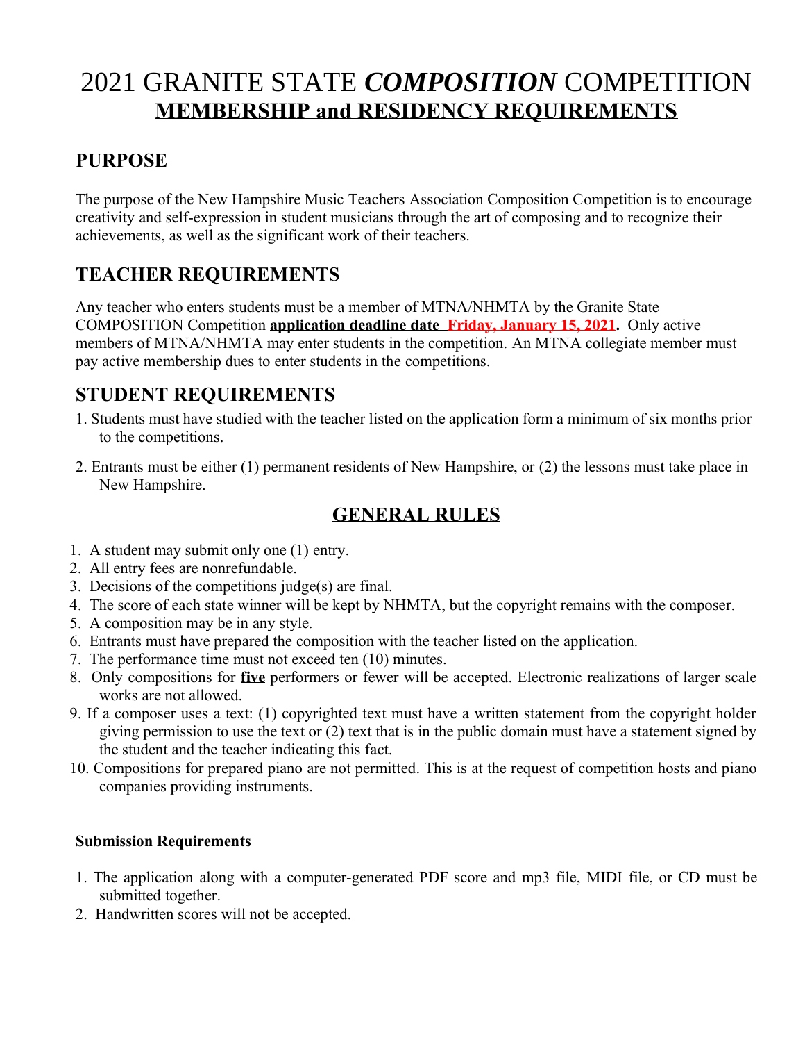# 2021 GRANITE STATE ***COMPOSITION*** COMPETITION

## MEMBERSHIP and RESIDENCY REQUIREMENTS

## PURPOSE

The purpose of the New Hampshire Music Teachers Association Composition Competition is to encourage creativity and self-expression in student musicians through the art of composing and to recognize their achievements, as well as the significant work of their teachers.

## TEACHER REQUIREMENTS

Any teacher who enters students must be a member of MTNA/NHMTA by the Granite State COMPOSITION Competition **application deadline date Friday, January 15, 2021.** Only active members of MTNA/NHMTA may enter students in the competition. An MTNA collegiate member must pay active membership dues to enter students in the competitions.

## STUDENT REQUIREMENTS

1. Students must have studied with the teacher listed on the application form a minimum of six months prior to the competitions.
2. Entrants must be either (1) permanent residents of New Hampshire, or (2) the lessons must take place in New Hampshire.

## GENERAL RULES

1. A student may submit only one (1) entry.
2. All entry fees are nonrefundable.
3. Decisions of the competitions judge(s) are final.
4. The score of each state winner will be kept by NHMTA, but the copyright remains with the composer.
5. A composition may be in any style.
6. Entrants must have prepared the composition with the teacher listed on the application.
7. The performance time must not exceed ten (10) minutes.
8. Only compositions for **five** performers or fewer will be accepted. Electronic realizations of larger scale works are not allowed.
9. If a composer uses a text: (1) copyrighted text must have a written statement from the copyright holder giving permission to use the text or (2) text that is in the public domain must have a statement signed by the student and the teacher indicating this fact.
10. Compositions for prepared piano are not permitted. This is at the request of competition hosts and piano companies providing instruments.

**Submission Requirements**

1. The application along with a computer-generated PDF score and mp3 file, MIDI file, or CD must be submitted together.
2. Handwritten scores will not be accepted.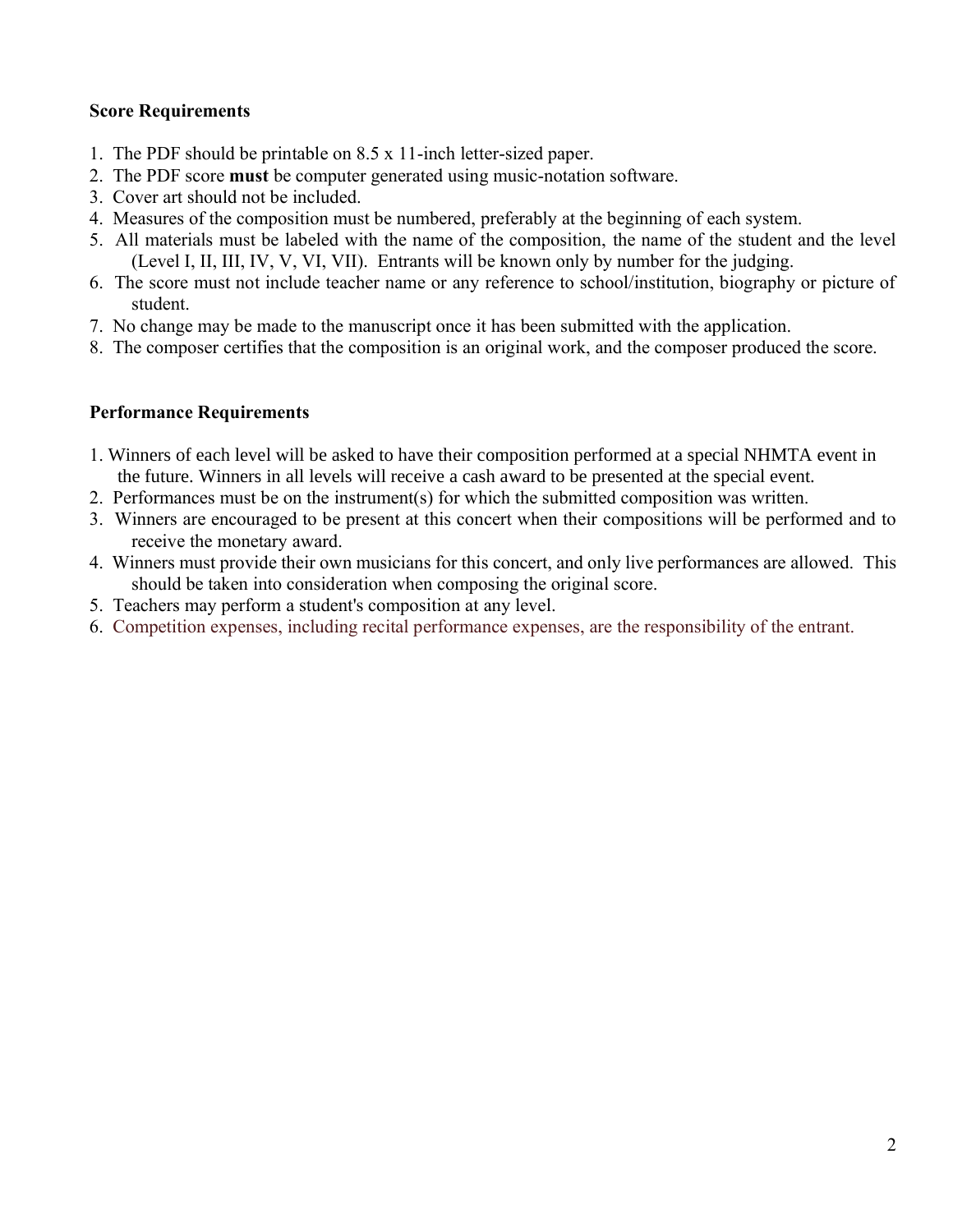**Score Requirements**

1. The PDF should be printable on 8.5 x 11-inch letter-sized paper.
2. The PDF score **must** be computer generated using music-notation software.
3. Cover art should not be included.
4. Measures of the composition must be numbered, preferably at the beginning of each system.
5. All materials must be labeled with the name of the composition, the name of the student and the level (Level I, II, III, IV, V, VI, VII). Entrants will be known only by number for the judging.
6. The score must not include teacher name or any reference to school/institution, biography or picture of student.
7. No change may be made to the manuscript once it has been submitted with the application.
8. The composer certifies that the composition is an original work, and the composer produced the score.

**Performance Requirements**

1. Winners of each level will be asked to have their composition performed at a special NHMTA event in the future. Winners in all levels will receive a cash award to be presented at the special event.
2. Performances must be on the instrument(s) for which the submitted composition was written.
3. Winners are encouraged to be present at this concert when their compositions will be performed and to receive the monetary award.
4. Winners must provide their own musicians for this concert, and only live performances are allowed. This should be taken into consideration when composing the original score.
5. Teachers may perform a student's composition at any level.
6. Competition expenses, including recital performance expenses, are the responsibility of the entrant.